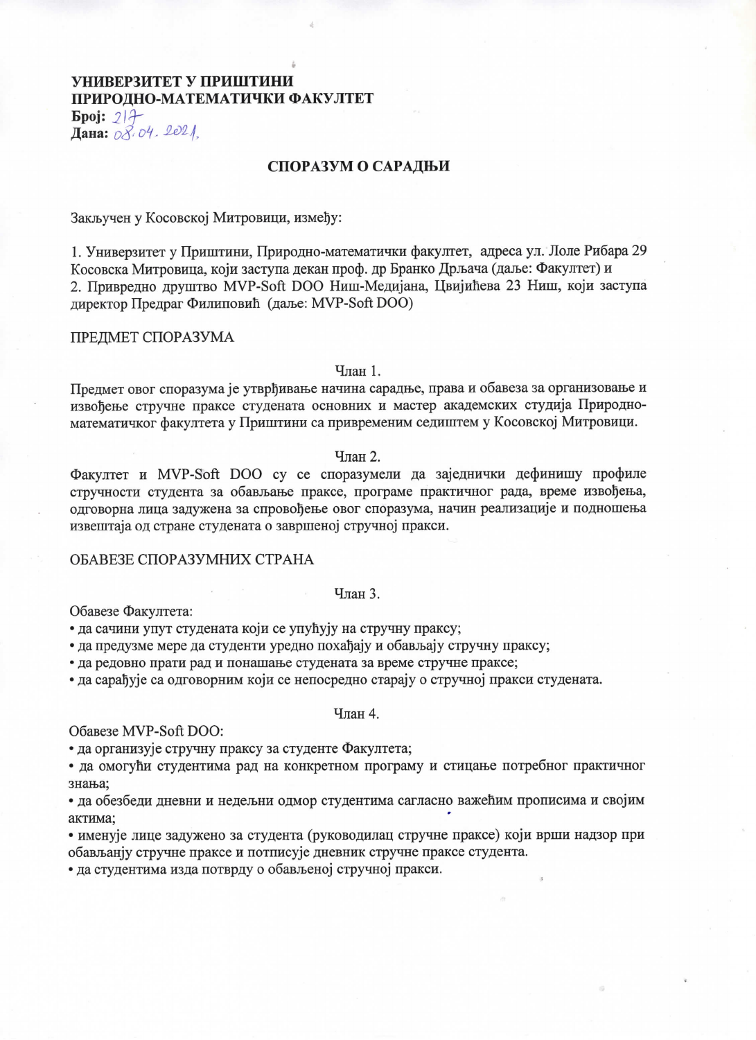**УНИВЕРЗИТЕТ У ПРИШТИНИ**
**ПРИРОДНО-МАТЕМАТИЧКИ ФАКУЛТЕТ**
**Број:** 217
**Дана:** 08.04.2021.

## СПОРАЗУМ О САРАДЊИ

Закључен у Косовској Митровици, између:

1. Универзитет у Приштини, Природно-математички факултет, адреса ул. Лоле Рибара 29 Косовска Митровица, који заступа декан проф. др Бранко Дрљача (даље: Факултет) и
2. Привредно друштво MVP-Soft DOO Ниш-Медијана, Цвијићева 23 Ниш, који заступа директор Предраг Филиповић (даље: MVP-Soft DOO)

ПРЕДМЕТ СПОРАЗУМА

Члан 1.

Предмет овог споразума је утврђивање начина сарадње, права и обавеза за организовање и извођење стручне праксе студената основних и мастер академских студија Природно-математичког факултета у Приштини са привременим седиштем у Косовској Митровици.

Члан 2.

Факултет и MVP-Soft DOO су се споразумели да заједнички дефинишу профиле стручности студента за обављање праксе, програме практичног рада, време извођења, одговорна лица задужена за спровођење овог споразума, начин реализације и подношења извештаја од стране студената о завршеној стручној пракси.

ОБАВЕЗЕ СПОРАЗУМНИХ СТРАНА

Члан 3.

Обавезе Факултета:

- да сачини упут студената који се упућују на стручну праксу;
- да предузме мере да студенти уредно похађају и обављају стручну праксу;
- да редовно прати рад и понашање студената за време стручне праксе;
- да сарађује са одговорним који се непосредно старају о стручној пракси студената.

Члан 4.

Обавезе MVP-Soft DOO:

- да организује стручну праксу за студенте Факултета;
- да омогући студентима рад на конкретном програму и стицање потребног практичног знања;
- да обезбеди дневни и недељни одмор студентима сагласно важећим прописима и својим актима;
- именује лице задужено за студента (руководилац стручне праксе) који врши надзор при обављању стручне праксе и потписује дневник стручне праксе студента.
- да студентима изда потврду о обављеној стручној пракси.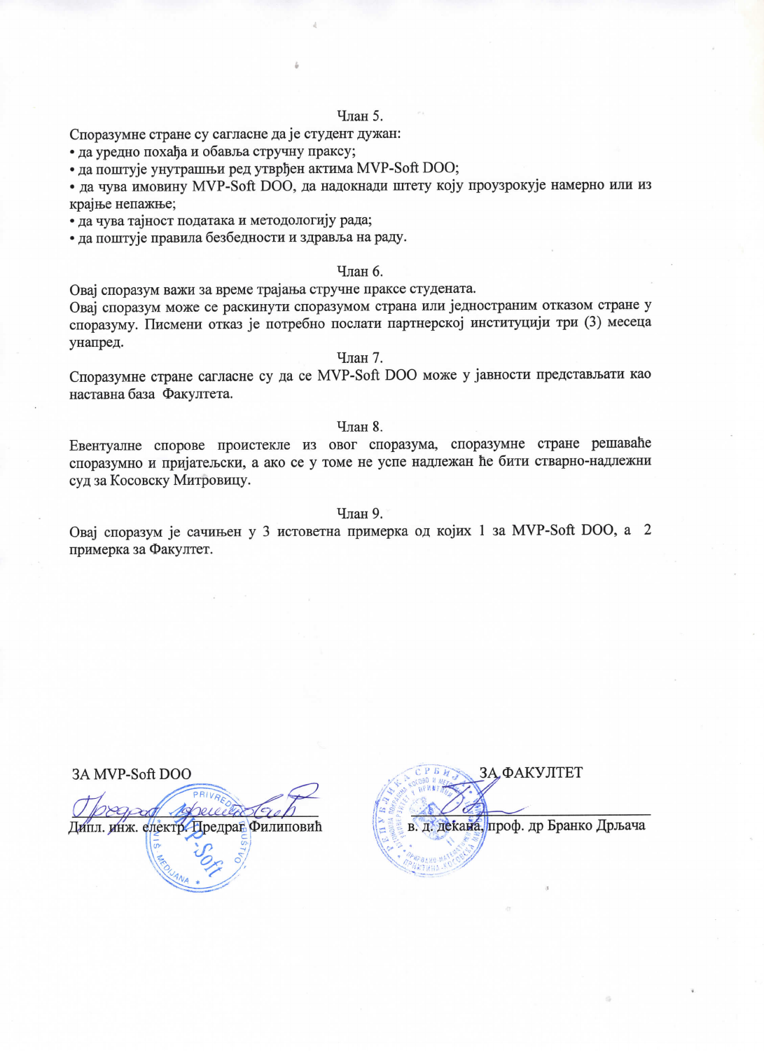Члан 5.

Споразумне стране су сагласне да је студент дужан:

- да уредно похађа и обавља стручну праксу;
- да поштује унутрашњи ред утврђен актима MVP-Soft DOO;
- да чува имовину MVP-Soft DOO, да надокнади штету коју проузрокује намерно или из крајње непажње;
- да чува тајност података и методологију рада;
- да поштује правила безбедности и здравља на раду.

Члан 6.

Овај споразум важи за време трајања стручне праксе студената.

Овај споразум може се раскинути споразумом страна или једностраним отказом стране у споразуму. Писмени отказ је потребно послати партнерској институцији три (3) месеца унапред.

Члан 7.

Споразумне стране сагласне су да се MVP-Soft DOO може у јавности представљати као наставна база Факултета.

Члан 8.

Евентуалне спорове проистекле из овог споразума, споразумне стране решаваће споразумно и пријатељски, а ако се у томе не успе надлежан ће бити стварно-надлежни суд за Косовску Митровицу.

Члан 9.

Овај споразум је сачињен у 3 истоветна примерка од којих 1 за MVP-Soft DOO, а 2 примерка за Факултет.

ЗА MVP-Soft DOO

Дипл. инж. електр. Предраг Филиповић

ЗА ФАКУЛТЕТ

в. д. декана, проф. др Бранко Дрљача